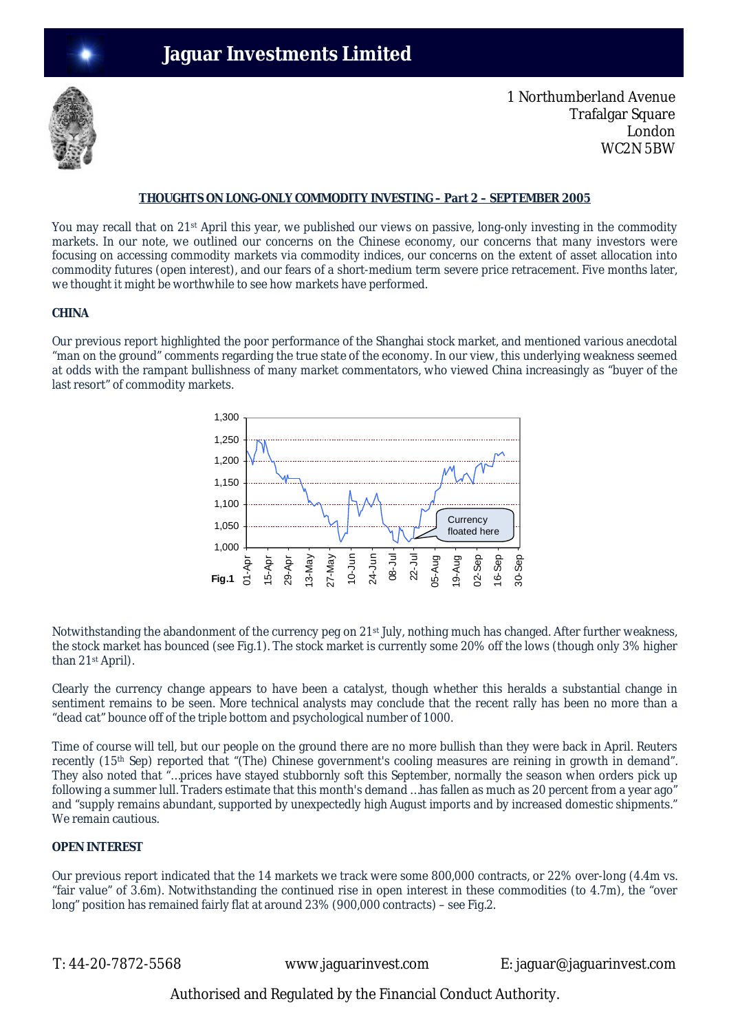# Jaguar Investments Limited

1 Northumberland Avenue
Trafalgar Square
London
WC2N 5BW

**THOUGHTS ON LONG-ONLY COMMODITY INVESTING – Part 2 – SEPTEMBER 2005**

You may recall that on 21st April this year, we published our views on passive, long-only investing in the commodity markets. In our note, we outlined our concerns on the Chinese economy, our concerns that many investors were focusing on accessing commodity markets via commodity indices, our concerns on the extent of asset allocation into commodity futures (open interest), and our fears of a short-medium term severe price retracement. Five months later, we thought it might be worthwhile to see how markets have performed.

## CHINA

Our previous report highlighted the poor performance of the Shanghai stock market, and mentioned various anecdotal "man on the ground" comments regarding the true state of the economy. In our view, this underlying weakness seemed at odds with the rampant bullishness of many market commentators, who viewed China increasingly as "buyer of the last resort" of commodity markets.

Fig.1

Notwithstanding the abandonment of the currency peg on 21st July, nothing much has changed. After further weakness, the stock market has bounced (see Fig.1). The stock market is currently some 20% off the lows (though only 3% higher than 21st April).

Clearly the currency change appears to have been a catalyst, though whether this heralds a substantial change in sentiment remains to be seen. More technical analysts may conclude that the recent rally has been no more than a "dead cat" bounce off of the triple bottom and psychological number of 1000.

Time of course will tell, but our people on the ground there are no more bullish than they were back in April. Reuters recently (15th Sep) reported that "(The) Chinese government's cooling measures are reining in growth in demand". They also noted that "…prices have stayed stubbornly soft this September, normally the season when orders pick up following a summer lull. Traders estimate that this month's demand …has fallen as much as 20 percent from a year ago" and "supply remains abundant, supported by unexpectedly high August imports and by increased domestic shipments." We remain cautious.

## OPEN INTEREST

Our previous report indicated that the 14 markets we track were some 800,000 contracts, or 22% over-long (4.4m vs. "fair value" of 3.6m). Notwithstanding the continued rise in open interest in these commodities (to 4.7m), the "over long" position has remained fairly flat at around 23% (900,000 contracts) – see Fig.2.

T: 44-20-7872-5568 www.jaguarinvest.com E: jaguar@jaguarinvest.com

Authorised and Regulated by the Financial Conduct Authority.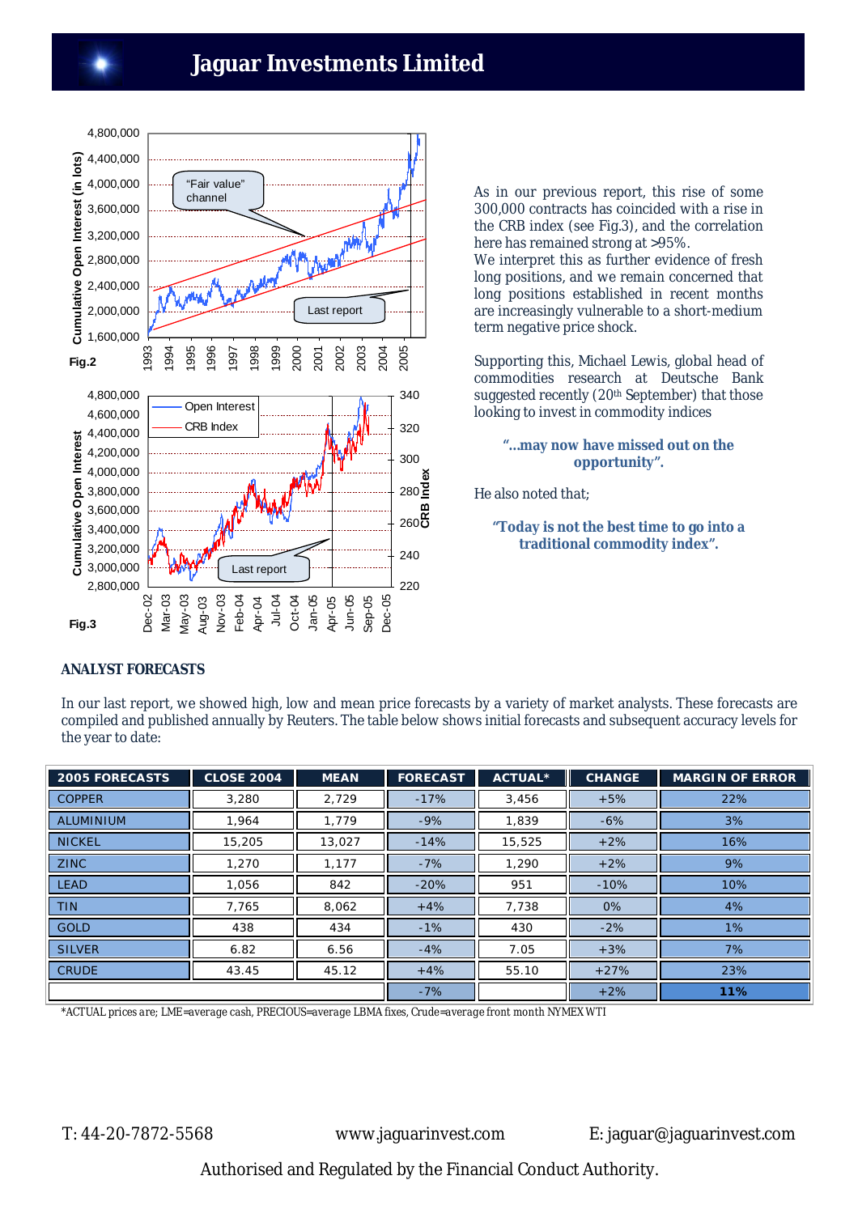**Jaguar Investments Limited**

Fig.2

Fig.3

As in our previous report, this rise of some 300,000 contracts has coincided with a rise in the CRB index (see Fig.3), and the correlation here has remained strong at >95%.
We interpret this as further evidence of fresh long positions, and we remain concerned that long positions established in recent months are increasingly vulnerable to a short-medium term negative price shock.

Supporting this, Michael Lewis, global head of commodities research at Deutsche Bank suggested recently (20th September) that those looking to invest in commodity indices

> **"…may now have missed out on the opportunity".**

He also noted that;

> **"Today is not the best time to go into a traditional commodity index".**

## ANALYST FORECASTS

In our last report, we showed high, low and mean price forecasts by a variety of market analysts. These forecasts are compiled and published annually by Reuters. The table below shows initial forecasts and subsequent accuracy levels for the year to date:

| 2005 FORECASTS | CLOSE 2004 | MEAN | FORECAST | ACTUAL* | CHANGE | MARGIN OF ERROR |
|---|---|---|---|---|---|---|
| COPPER | 3,280 | 2,729 | -17% | 3,456 | +5% | 22% |
| ALUMINIUM | 1,964 | 1,779 | -9% | 1,839 | -6% | 3% |
| NICKEL | 15,205 | 13,027 | -14% | 15,525 | +2% | 16% |
| ZINC | 1,270 | 1,177 | -7% | 1,290 | +2% | 9% |
| LEAD | 1,056 | 842 | -20% | 951 | -10% | 10% |
| TIN | 7,765 | 8,062 | +4% | 7,738 | 0% | 4% |
| GOLD | 438 | 434 | -1% | 430 | -2% | 1% |
| SILVER | 6.82 | 6.56 | -4% | 7.05 | +3% | 7% |
| CRUDE | 43.45 | 45.12 | +4% | 55.10 | +27% | 23% |
| | | | -7% | | +2% | **11%** |

*ACTUAL prices are; LME=average cash, PRECIOUS=average LBMA fixes, Crude=average front month NYMEX WTI

T: 44-20-7872-5568 www.jaguarinvest.com E: jaguar@jaguarinvest.com

Authorised and Regulated by the Financial Conduct Authority.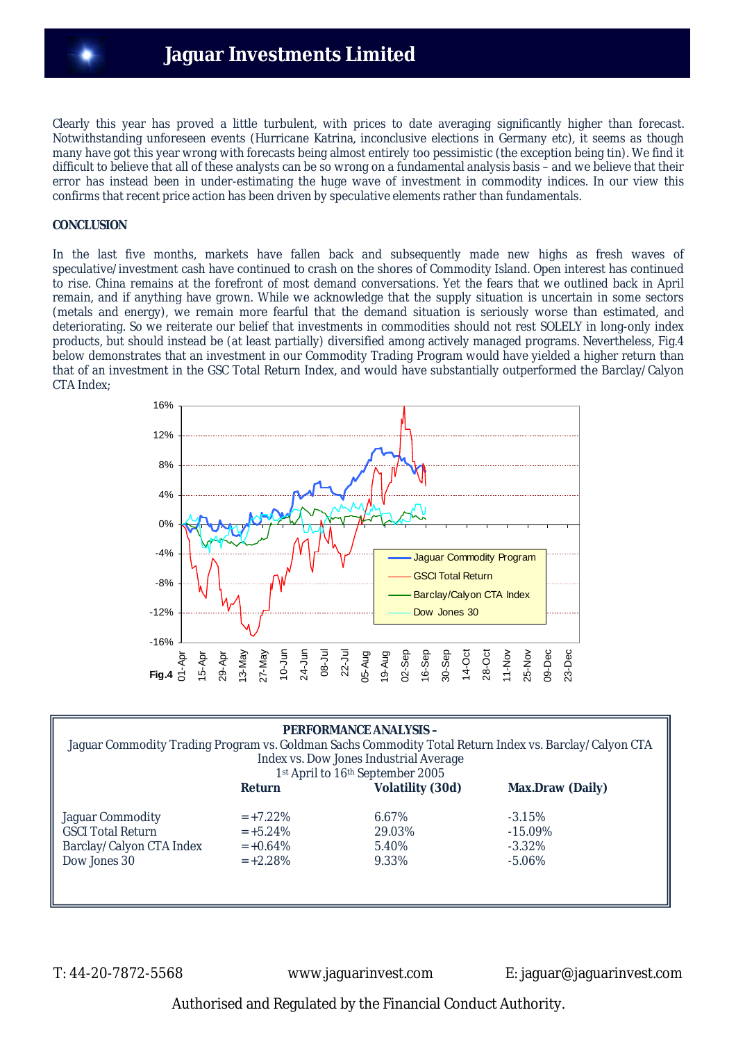Clearly this year has proved a little turbulent, with prices to date averaging significantly higher than forecast. Notwithstanding unforeseen events (Hurricane Katrina, inconclusive elections in Germany etc), it seems as though many have got this year wrong with forecasts being almost entirely too pessimistic (the exception being tin). We find it difficult to believe that all of these analysts can be so wrong on a fundamental analysis basis – and we believe that their error has instead been in under-estimating the huge wave of investment in commodity indices. In our view this confirms that recent price action has been driven by speculative elements rather than fundamentals.

**CONCLUSION**

In the last five months, markets have fallen back and subsequently made new highs as fresh waves of speculative/investment cash have continued to crash on the shores of Commodity Island. Open interest has continued to rise. China remains at the forefront of most demand conversations. Yet the fears that we outlined back in April remain, and if anything have grown. While we acknowledge that the supply situation is uncertain in some sectors (metals and energy), we remain more fearful that the demand situation is seriously worse than estimated, and deteriorating. So we reiterate our belief that investments in commodities should not rest SOLELY in long-only index products, but should instead be (at least partially) diversified among actively managed programs. Nevertheless, Fig.4 below demonstrates that an investment in our Commodity Trading Program would have yielded a higher return than that of an investment in the GSC Total Return Index, and would have substantially outperformed the Barclay/Calyon CTA Index;

16%
12%
8%
4%
0%
-4%
-8%
-12%
-16%

01-Apr 15-Apr 29-Apr 13-May 27-May 10-Jun 24-Jun 08-Jul 22-Jul 05-Aug 19-Aug 02-Sep 16-Sep 30-Sep 14-Oct 28-Oct 11-Nov 25-Nov 09-Dec 23-Dec

Jaguar Commodity Program
GSCI Total Return
Barclay/Calyon CTA Index
Dow Jones 30

Fig.4

**PERFORMANCE ANALYSIS –**

Jaguar Commodity Trading Program vs. Goldman Sachs Commodity Total Return Index vs. Barclay/Calyon CTA Index vs. Dow Jones Industrial Average

1st April to 16th September 2005

| | Return | Volatility (30d) | Max.Draw (Daily) |
|---|---|---|---|
| Jaguar Commodity | = +7.22% | 6.67% | -3.15% |
| GSCI Total Return | = +5.24% | 29.03% | -15.09% |
| Barclay/Calyon CTA Index | = +0.64% | 5.40% | -3.32% |
| Dow Jones 30 | = +2.28% | 9.33% | -5.06% |